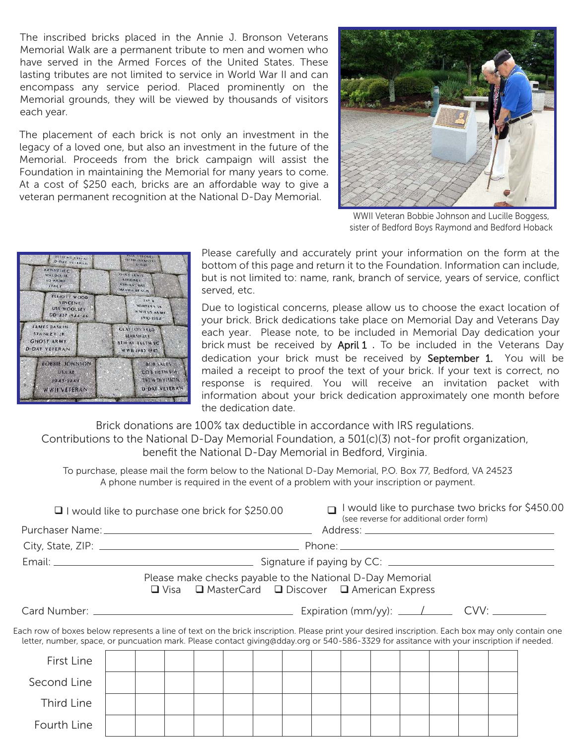The inscribed bricks placed in the Annie J. Bronson Veterans Memorial Walk are a permanent tribute to men and women who have served in the Armed Forces of the United States. These lasting tributes are not limited to service in World War II and can encompass any service period. Placed prominently on the Memorial grounds, they will be viewed by thousands of visitors each year.

The placement of each brick is not only an investment in the legacy of a loved one, but also an investment in the future of the Memorial. Proceeds from the brick campaign will assist the Foundation in maintaining the Memorial for many years to come. At a cost of $250 each, bricks are an affordable way to give a veteran permanent recognition at the National D-Day Memorial.

WWII Veteran Bobbie Johnson and Lucille Boggess, sister of Bedford Boys Raymond and Bedford Hoback

Please carefully and accurately print your information on the form at the bottom of this page and return it to the Foundation. Information can include, but is not limited to: name, rank, branch of service, years of service, conflict served, etc.

Due to logistical concerns, please allow us to choose the exact location of your brick. Brick dedications take place on Memorial Day and Veterans Day each year. Please note, to be included in Memorial Day dedication your brick must be received by **April 1** . To be included in the Veterans Day dedication your brick must be received by **September 1.** You will be mailed a receipt to proof the text of your brick. If your text is correct, no response is required. You will receive an invitation packet with information about your brick dedication approximately one month before the dedication date.

Brick donations are 100% tax deductible in accordance with IRS regulations. Contributions to the National D-Day Memorial Foundation, a 501(c)(3) not-for profit organization, benefit the National D-Day Memorial in Bedford, Virginia.

To purchase, please mail the form below to the National D-Day Memorial, P.O. Box 77, Bedford, VA 24523
A phone number is required in the event of a problem with your inscription or payment.

❑ I would like to purchase one brick for $250.00

❑ I would like to purchase two bricks for $450.00 (see reverse for additional order form)

Purchaser Name: ______________________ Address: ______________________

City, State, ZIP: ______________________ Phone: ______________________

Email: ______________________ Signature if paying by CC: ______________________

Please make checks payable to the National D-Day Memorial

❑ Visa ❑ MasterCard ❑ Discover ❑ American Express

Card Number: ______________________ Expiration (mm/yy): ____/____ CVV: __________

Each row of boxes below represents a line of text on the brick inscription. Please print your desired inscription. Each box may only contain one letter, number, space, or puncuation mark. Please contact giving@dday.org or 540-586-3329 for assitance with your inscription if needed.

| | | | | | | | | | | | | | | |
|---|---|---|---|---|---|---|---|---|---|---|---|---|---|---|
| First Line | | | | | | | | | | | | | | |
| Second Line | | | | | | | | | | | | | | |
| Third Line | | | | | | | | | | | | | | |
| Fourth Line | | | | | | | | | | | | | | |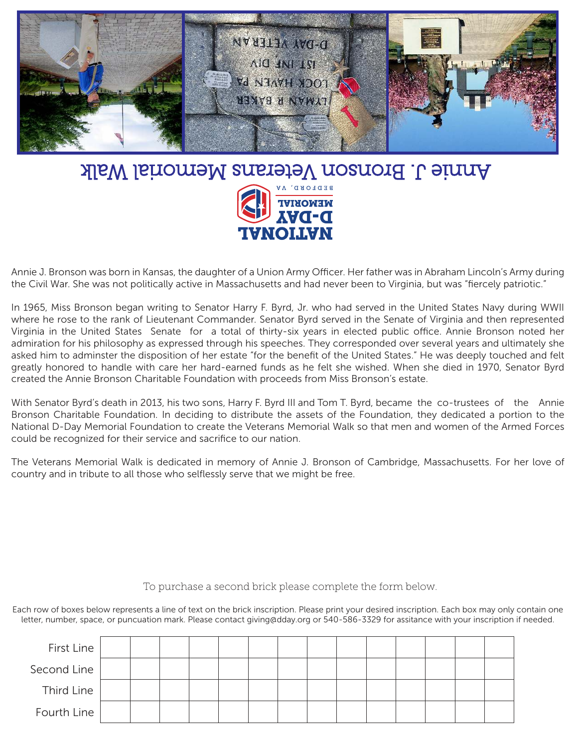# Annie J. Bronson Veterans Memorial Walk

NATIONAL D-DAY MEMORIAL
BEDFORD, VA

Annie J. Bronson was born in Kansas, the daughter of a Union Army Officer. Her father was in Abraham Lincoln's Army during the Civil War. She was not politically active in Massachusetts and had never been to Virginia, but was "fiercely patriotic."

In 1965, Miss Bronson began writing to Senator Harry F. Byrd, Jr. who had served in the United States Navy during WWII where he rose to the rank of Lieutenant Commander. Senator Byrd served in the Senate of Virginia and then represented Virginia in the United States Senate for a total of thirty-six years in elected public office. Annie Bronson noted her admiration for his philosophy as expressed through his speeches. They corresponded over several years and ultimately she asked him to adminster the disposition of her estate "for the benefit of the United States." He was deeply touched and felt greatly honored to handle with care her hard-earned funds as he felt she wished. When she died in 1970, Senator Byrd created the Annie Bronson Charitable Foundation with proceeds from Miss Bronson's estate.

With Senator Byrd's death in 2013, his two sons, Harry F. Byrd III and Tom T. Byrd, became the co-trustees of the Annie Bronson Charitable Foundation. In deciding to distribute the assets of the Foundation, they dedicated a portion to the National D-Day Memorial Foundation to create the Veterans Memorial Walk so that men and women of the Armed Forces could be recognized for their service and sacrifice to our nation.

The Veterans Memorial Walk is dedicated in memory of Annie J. Bronson of Cambridge, Massachusetts. For her love of country and in tribute to all those who selflessly serve that we might be free.

To purchase a second brick please complete the form below.

Each row of boxes below represents a line of text on the brick inscription. Please print your desired inscription. Each box may only contain one letter, number, space, or puncuation mark. Please contact giving@dday.org or 540-586-3329 for assitance with your inscription if needed.

| | | | | | | | | | | | | | | |
|---|---|---|---|---|---|---|---|---|---|---|---|---|---|---|
| First Line | | | | | | | | | | | | | | |
| Second Line | | | | | | | | | | | | | | |
| Third Line | | | | | | | | | | | | | | |
| Fourth Line | | | | | | | | | | | | | | |